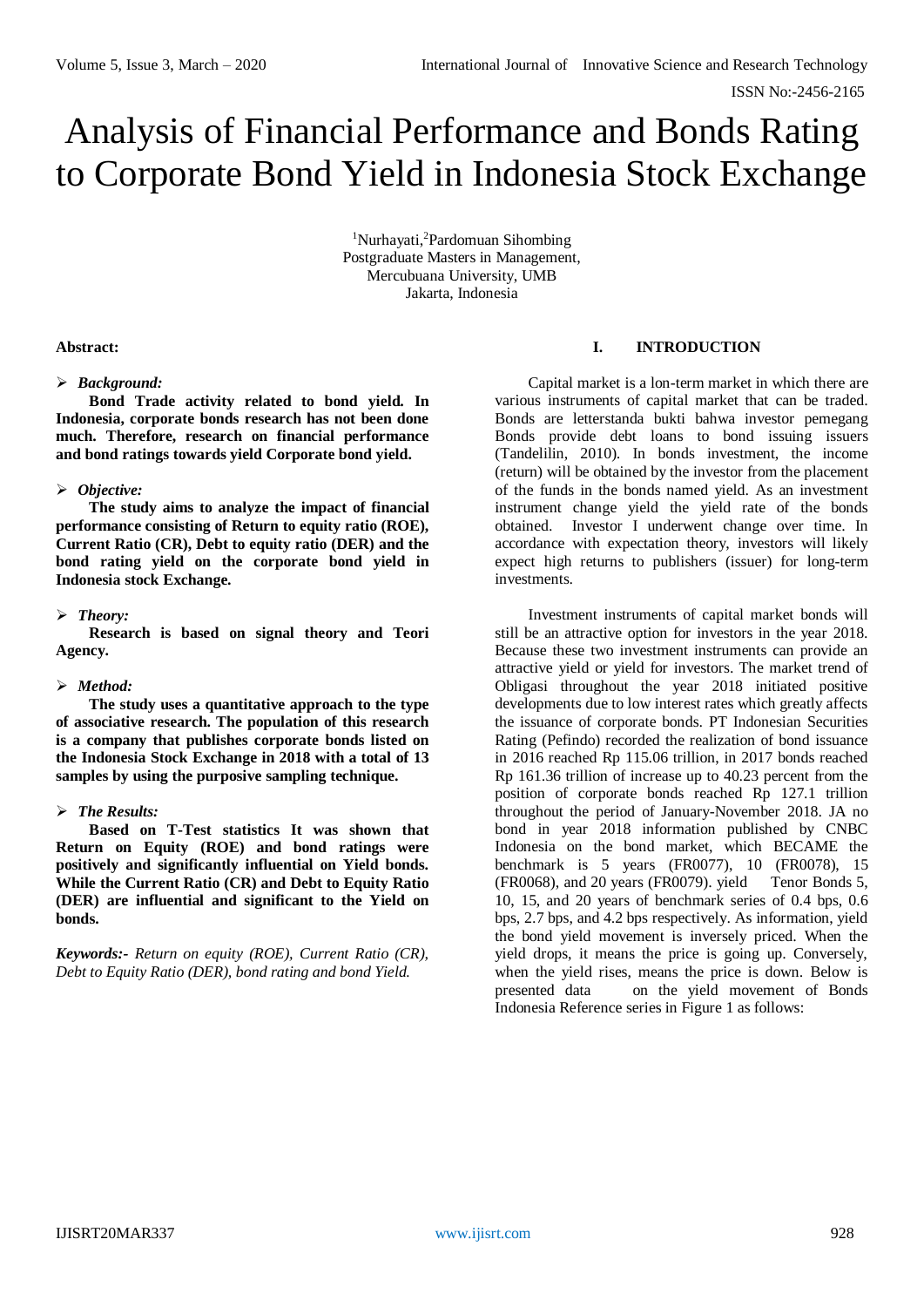# Analysis of Financial Performance and Bonds Rating to Corporate Bond Yield in Indonesia Stock Exchange

[1]Nurhayati,[2]Pardomuan Sihombing
Postgraduate Masters in Management,
Mercubuana University, UMB
Jakarta, Indonesia

**Abstract:**

- ***Background:***

**Bond Trade activity related to bond yield. In Indonesia, corporate bonds research has not been done much. Therefore, research on financial performance and bond ratings towards yield Corporate bond yield.**

- ***Objective:***

**The study aims to analyze the impact of financial performance consisting of Return to equity ratio (ROE), Current Ratio (CR), Debt to equity ratio (DER) and the bond rating yield on the corporate bond yield in Indonesia stock Exchange.**

- ***Theory:***

**Research is based on signal theory and Teori Agency.**

- ***Method:***

**The study uses a quantitative approach to the type of associative research. The population of this research is a company that publishes corporate bonds listed on the Indonesia Stock Exchange in 2018 with a total of 13 samples by using the purposive sampling technique.**

- ***The Results:***

**Based on T-Test statistics It was shown that Return on Equity (ROE) and bond ratings were positively and significantly influential on Yield bonds. While the Current Ratio (CR) and Debt to Equity Ratio (DER) are influential and significant to the Yield on bonds.**

***Keywords:-*** *Return on equity (ROE), Current Ratio (CR), Debt to Equity Ratio (DER), bond rating and bond Yield.*

## I. INTRODUCTION

Capital market is a lon-term market in which there are various instruments of capital market that can be traded. Bonds are letterstanda bukti bahwa investor pemegang Bonds provide debt loans to bond issuing issuers (Tandelilin, 2010). In bonds investment, the income (return) will be obtained by the investor from the placement of the funds in the bonds named yield. As an investment instrument change yield the yield rate of the bonds obtained. Investor I underwent change over time. In accordance with expectation theory, investors will likely expect high returns to publishers (issuer) for long-term investments.

Investment instruments of capital market bonds will still be an attractive option for investors in the year 2018. Because these two investment instruments can provide an attractive yield or yield for investors. The market trend of Obligasi throughout the year 2018 initiated positive developments due to low interest rates which greatly affects the issuance of corporate bonds. PT Indonesian Securities Rating (Pefindo) recorded the realization of bond issuance in 2016 reached Rp 115.06 trillion, in 2017 bonds reached Rp 161.36 trillion of increase up to 40.23 percent from the position of corporate bonds reached Rp 127.1 trillion throughout the period of January-November 2018. JA no bond in year 2018 information published by CNBC Indonesia on the bond market, which BECAME the benchmark is 5 years (FR0077), 10 (FR0078), 15 (FR0068), and 20 years (FR0079). yield Tenor Bonds 5, 10, 15, and 20 years of benchmark series of 0.4 bps, 0.6 bps, 2.7 bps, and 4.2 bps respectively. As information, yield the bond yield movement is inversely priced. When the yield drops, it means the price is going up. Conversely, when the yield rises, means the price is down. Below is presented data on the yield movement of Bonds Indonesia Reference series in Figure 1 as follows: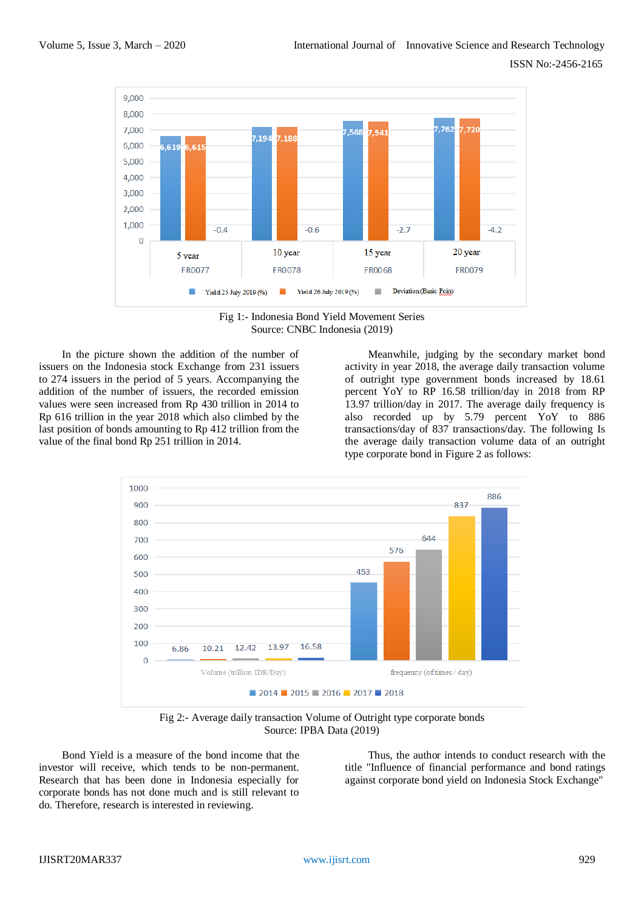Fig 1:- Indonesia Bond Yield Movement Series
Source: CNBC Indonesia (2019)

In the picture shown the addition of the number of issuers on the Indonesia stock Exchange from 231 issuers to 274 issuers in the period of 5 years. Accompanying the addition of the number of issuers, the recorded emission values were seen increased from Rp 430 trillion in 2014 to Rp 616 trillion in the year 2018 which also climbed by the last position of bonds amounting to Rp 412 trillion from the value of the final bond Rp 251 trillion in 2014.

Meanwhile, judging by the secondary market bond activity in year 2018, the average daily transaction volume of outright type government bonds increased by 18.61 percent YoY to RP 16.58 trillion/day in 2018 from RP 13.97 trillion/day in 2017. The average daily frequency is also recorded up by 5.79 percent YoY to 886 transactions/day of 837 transactions/day. The following Is the average daily transaction volume data of an outright type corporate bond in Figure 2 as follows:

Fig 2:- Average daily transaction Volume of Outright type corporate bonds
Source: IPBA Data (2019)

Bond Yield is a measure of the bond income that the investor will receive, which tends to be non-permanent. Research that has been done in Indonesia especially for corporate bonds has not done much and is still relevant to do. Therefore, research is interested in reviewing.

Thus, the author intends to conduct research with the title "Influence of financial performance and bond ratings against corporate bond yield on Indonesia Stock Exchange"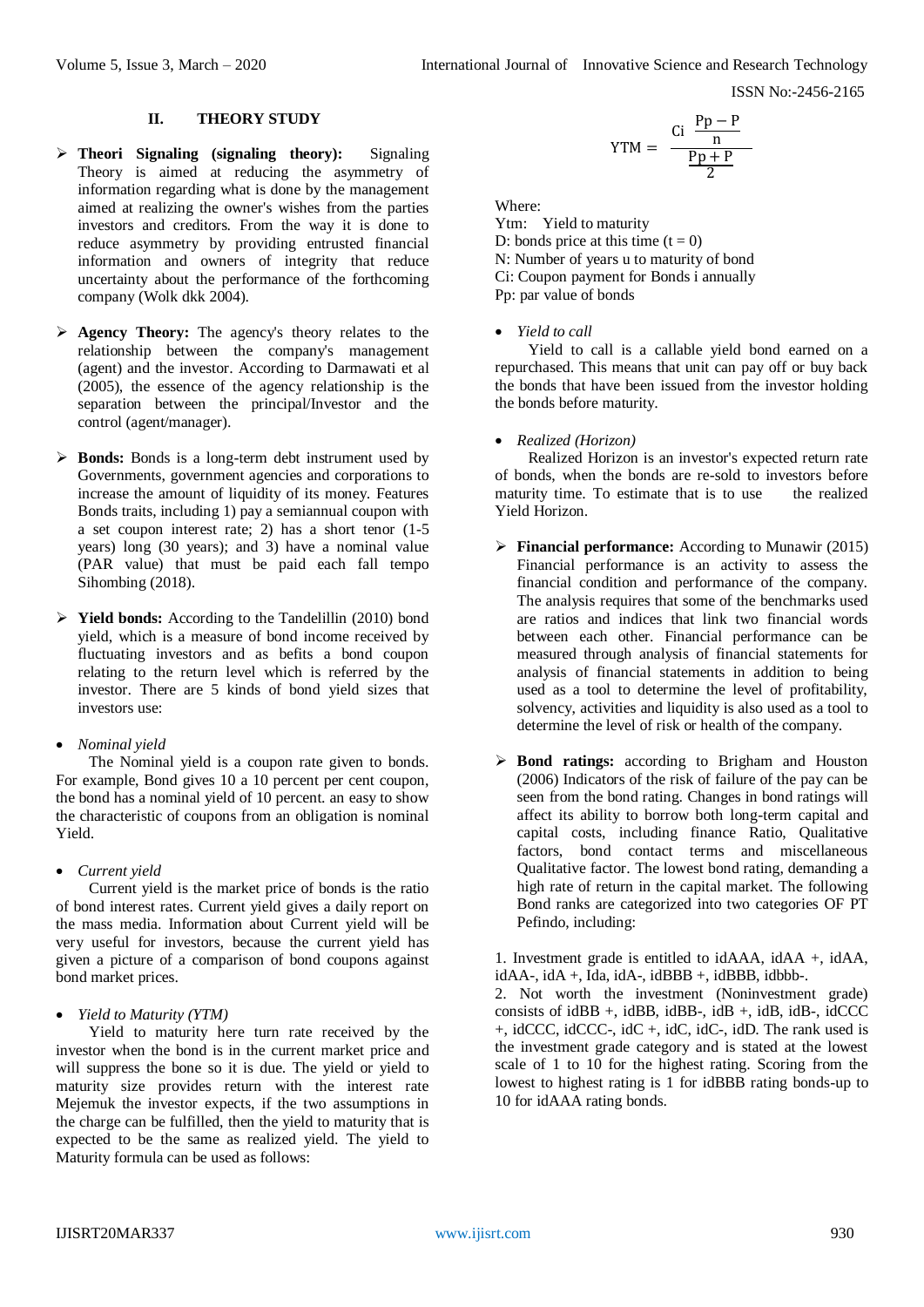## II. THEORY STUDY

- **Theori Signaling (signaling theory):** Signaling Theory is aimed at reducing the asymmetry of information regarding what is done by the management aimed at realizing the owner's wishes from the parties investors and creditors. From the way it is done to reduce asymmetry by providing entrusted financial information and owners of integrity that reduce uncertainty about the performance of the forthcoming company (Wolk dkk 2004).

- **Agency Theory:** The agency's theory relates to the relationship between the company's management (agent) and the investor. According to Darmawati et al (2005), the essence of the agency relationship is the separation between the principal/Investor and the control (agent/manager).

- **Bonds:** Bonds is a long-term debt instrument used by Governments, government agencies and corporations to increase the amount of liquidity of its money. Features Bonds traits, including 1) pay a semiannual coupon with a set coupon interest rate; 2) has a short tenor (1-5 years) long (30 years); and 3) have a nominal value (PAR value) that must be paid each fall tempo Sihombing (2018).

- **Yield bonds:** According to the Tandelillin (2010) bond yield, which is a measure of bond income received by fluctuating investors and as befits a bond coupon relating to the return level which is referred by the investor. There are 5 kinds of bond yield sizes that investors use:

- *Nominal yield*

The Nominal yield is a coupon rate given to bonds. For example, Bond gives 10 a 10 percent per cent coupon, the bond has a nominal yield of 10 percent. an easy to show the characteristic of coupons from an obligation is nominal Yield.

- *Current yield*

Current yield is the market price of bonds is the ratio of bond interest rates. Current yield gives a daily report on the mass media. Information about Current yield will be very useful for investors, because the current yield has given a picture of a comparison of bond coupons against bond market prices.

- *Yield to Maturity (YTM)*

Yield to maturity here turn rate received by the investor when the bond is in the current market price and will suppress the bone so it is due. The yield or yield to maturity size provides return with the interest rate Mejemuk the investor expects, if the two assumptions in the charge can be fulfilled, then the yield to maturity that is expected to be the same as realized yield. The yield to Maturity formula can be used as follows:

$$\text{YTM} = \frac{\text{Ci} \; \dfrac{\text{Pp} - \text{P}}{\text{n}}}{\dfrac{\text{Pp} + \text{P}}{2}}$$

Where:
Ytm: Yield to maturity
D: bonds price at this time (t = 0)
N: Number of years u to maturity of bond
Ci: Coupon payment for Bonds i annually
Pp: par value of bonds

- *Yield to call*

Yield to call is a callable yield bond earned on a repurchased. This means that unit can pay off or buy back the bonds that have been issued from the investor holding the bonds before maturity.

- *Realized (Horizon)*

Realized Horizon is an investor's expected return rate of bonds, when the bonds are re-sold to investors before maturity time. To estimate that is to use the realized Yield Horizon.

- **Financial performance:** According to Munawir (2015) Financial performance is an activity to assess the financial condition and performance of the company. The analysis requires that some of the benchmarks used are ratios and indices that link two financial words between each other. Financial performance can be measured through analysis of financial statements for analysis of financial statements in addition to being used as a tool to determine the level of profitability, solvency, activities and liquidity is also used as a tool to determine the level of risk or health of the company.

- **Bond ratings:** according to Brigham and Houston (2006) Indicators of the risk of failure of the pay can be seen from the bond rating. Changes in bond ratings will affect its ability to borrow both long-term capital and capital costs, including finance Ratio, Qualitative factors, bond contact terms and miscellaneous Qualitative factor. The lowest bond rating, demanding a high rate of return in the capital market. The following Bond ranks are categorized into two categories OF PT Pefindo, including:

1. Investment grade is entitled to idAAA, idAA +, idAA, idAA-, idA +, Ida, idA-, idBBB +, idBBB, idbbb-.
2. Not worth the investment (Noninvestment grade) consists of idBB +, idBB, idBB-, idB +, idB, idB-, idCCC +, idCCC, idCCC-, idC +, idC, idC-, idD. The rank used is the investment grade category and is stated at the lowest scale of 1 to 10 for the highest rating. Scoring from the lowest to highest rating is 1 for idBBB rating bonds-up to 10 for idAAA rating bonds.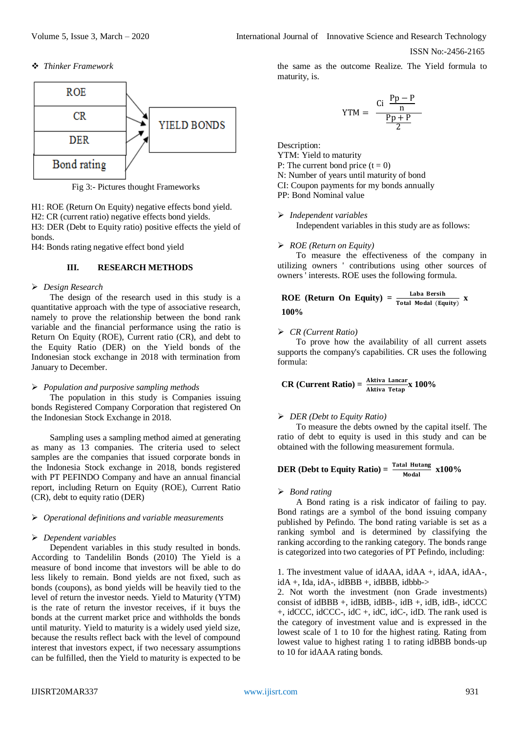❖ *Thinker Framework*

| ROE |  |
|---|---|
| CR |  |
| DER | YIELD BONDS |
| Bond rating |  |

Fig 3:- Pictures thought Frameworks

H1: ROE (Return On Equity) negative effects bond yield.
H2: CR (current ratio) negative effects bond yields.
H3: DER (Debt to Equity ratio) positive effects the yield of bonds.
H4: Bonds rating negative effect bond yield

## III. RESEARCH METHODS

➢ *Design Research*

The design of the research used in this study is a quantitative approach with the type of associative research, namely to prove the relationship between the bond rank variable and the financial performance using the ratio is Return On Equity (ROE), Current ratio (CR), and debt to the Equity Ratio (DER) on the Yield bonds of the Indonesian stock exchange in 2018 with termination from January to December.

➢ *Population and purposive sampling methods*

The population in this study is Companies issuing bonds Registered Company Corporation that registered On the Indonesian Stock Exchange in 2018.

Sampling uses a sampling method aimed at generating as many as 13 companies. The criteria used to select samples are the companies that issued corporate bonds in the Indonesia Stock exchange in 2018, bonds registered with PT PEFINDO Company and have an annual financial report, including Return on Equity (ROE), Current Ratio (CR), debt to equity ratio (DER)

➢ *Operational definitions and variable measurements*

➢ *Dependent variables*

Dependent variables in this study resulted in bonds. According to Tandelilin Bonds (2010) The Yield is a measure of bond income that investors will be able to do less likely to remain. Bond yields are not fixed, such as bonds (coupons), as bond yields will be heavily tied to the level of return the investor needs. Yield to Maturity (YTM) is the rate of return the investor receives, if it buys the bonds at the current market price and withholds the bonds until maturity. Yield to maturity is a widely used yield size, because the results reflect back with the level of compound interest that investors expect, if two necessary assumptions can be fulfilled, then the Yield to maturity is expected to be the same as the outcome Realize. The Yield formula to maturity, is.

$$YTM = \frac{Ci \quad \frac{Pp - P}{n}}{\frac{Pp + P}{2}}$$

Description:
YTM: Yield to maturity
P: The current bond price (t = 0)
N: Number of years until maturity of bond
CI: Coupon payments for my bonds annually
PP: Bond Nominal value

➢ *Independent variables*

Independent variables in this study are as follows:

➢ *ROE (Return on Equity)*

To measure the effectiveness of the company in utilizing owners ' contributions using other sources of owners ' interests. ROE uses the following formula.

$$\textbf{ROE (Return On Equity)} = \frac{\text{Laba Bersih}}{\text{Total Modal (Equity)}} \times \textbf{100\%}$$

➢ *CR (Current Ratio)*

To prove how the availability of all current assets supports the company's capabilities. CR uses the following formula:

$$\textbf{CR (Current Ratio)} = \frac{\text{Aktiva Lancar}}{\text{Aktiva Tetap}} \textbf{x 100\%}$$

➢ *DER (Debt to Equity Ratio)*

To measure the debts owned by the capital itself. The ratio of debt to equity is used in this study and can be obtained with the following measurement formula.

$$\textbf{DER (Debt to Equity Ratio)} = \frac{\text{Tatal Hutang}}{\text{Modal}} \textbf{x100\%}$$

➢ *Bond rating*

A Bond rating is a risk indicator of failing to pay. Bond ratings are a symbol of the bond issuing company published by Pefindo. The bond rating variable is set as a ranking symbol and is determined by classifying the ranking according to the ranking category. The bonds range is categorized into two categories of PT Pefindo, including:

1. The investment value of idAAA, idAA +, idAA, idAA-, idA +, Ida, idA-, idBBB +, idBBB, idbbb->
2. Not worth the investment (non Grade investments) consist of idBBB +, idBB, idBB-, idB +, idB, idB-, idCCC +, idCCC, idCCC-, idC +, idC, idC-, idD. The rank used is the category of investment value and is expressed in the lowest scale of 1 to 10 for the highest rating. Rating from lowest value to highest rating 1 to rating idBBB bonds-up to 10 for idAAA rating bonds.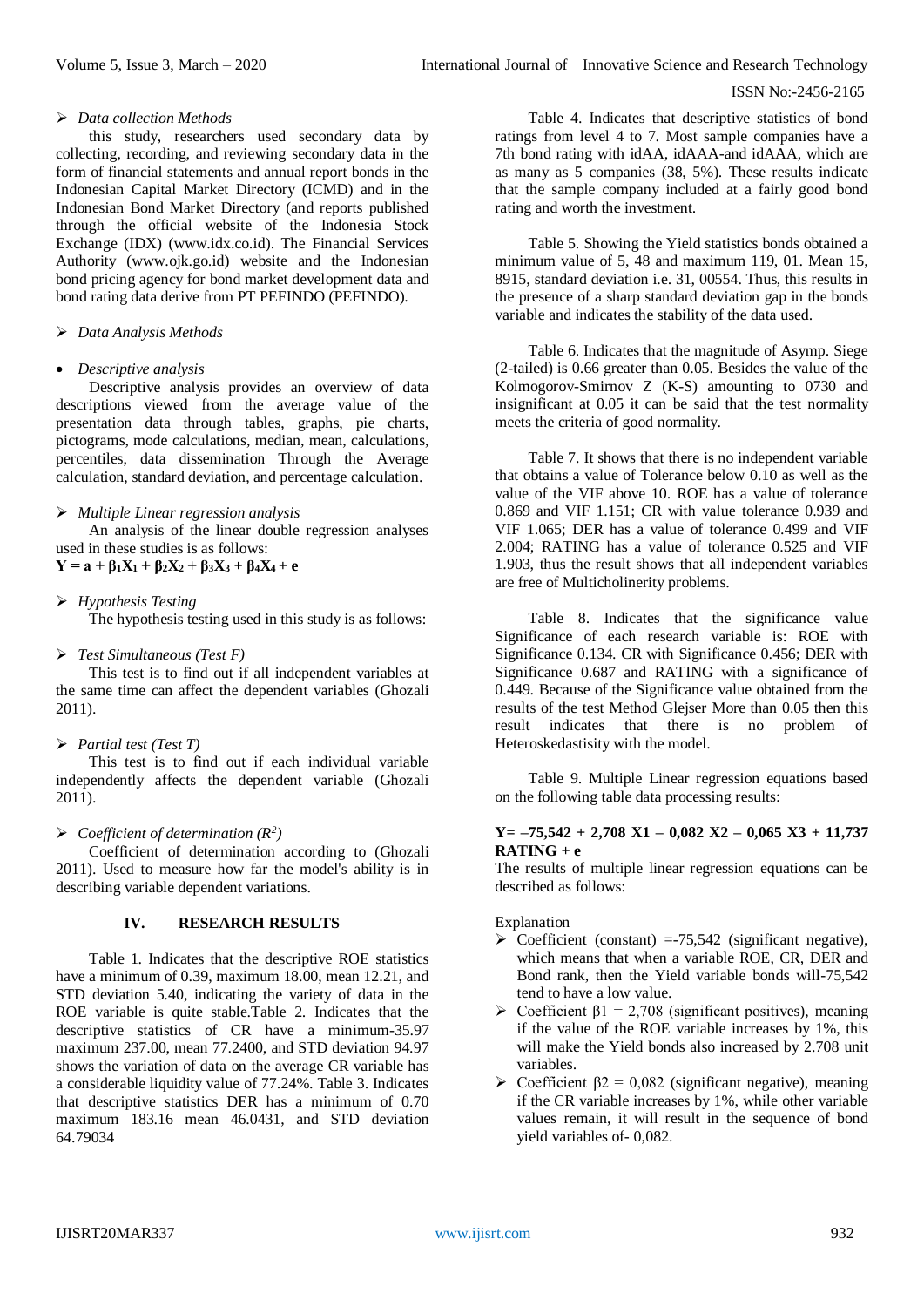➢ *Data collection Methods*

this study, researchers used secondary data by collecting, recording, and reviewing secondary data in the form of financial statements and annual report bonds in the Indonesian Capital Market Directory (ICMD) and in the Indonesian Bond Market Directory (and reports published through the official website of the Indonesia Stock Exchange (IDX) (www.idx.co.id). The Financial Services Authority (www.ojk.go.id) website and the Indonesian bond pricing agency for bond market development data and bond rating data derive from PT PEFINDO (PEFINDO).

➢ *Data Analysis Methods*

- *Descriptive analysis*

Descriptive analysis provides an overview of data descriptions viewed from the average value of the presentation data through tables, graphs, pie charts, pictograms, mode calculations, median, mean, calculations, percentiles, data dissemination Through the Average calculation, standard deviation, and percentage calculation.

➢ *Multiple Linear regression analysis*

An analysis of the linear double regression analyses used in these studies is as follows:

$$\mathbf{Y = a + \beta_1X_1 + \beta_2X_2 + \beta_3X_3 + \beta_4X_4 + e}$$

➢ *Hypothesis Testing*

The hypothesis testing used in this study is as follows:

➢ *Test Simultaneous (Test F)*

This test is to find out if all independent variables at the same time can affect the dependent variables (Ghozali 2011).

➢ *Partial test (Test T)*

This test is to find out if each individual variable independently affects the dependent variable (Ghozali 2011).

➢ *Coefficient of determination ($R^2$)*

Coefficient of determination according to (Ghozali 2011). Used to measure how far the model's ability is in describing variable dependent variations.

## IV. RESEARCH RESULTS

Table 1. Indicates that the descriptive ROE statistics have a minimum of 0.39, maximum 18.00, mean 12.21, and STD deviation 5.40, indicating the variety of data in the ROE variable is quite stable.Table 2. Indicates that the descriptive statistics of CR have a minimum-35.97 maximum 237.00, mean 77.2400, and STD deviation 94.97 shows the variation of data on the average CR variable has a considerable liquidity value of 77.24%. Table 3. Indicates that descriptive statistics DER has a minimum of 0.70 maximum 183.16 mean 46.0431, and STD deviation 64.79034

Table 4. Indicates that descriptive statistics of bond ratings from level 4 to 7. Most sample companies have a 7th bond rating with idAA, idAAA-and idAAA, which are as many as 5 companies (38, 5%). These results indicate that the sample company included at a fairly good bond rating and worth the investment.

Table 5. Showing the Yield statistics bonds obtained a minimum value of 5, 48 and maximum 119, 01. Mean 15, 8915, standard deviation i.e. 31, 00554. Thus, this results in the presence of a sharp standard deviation gap in the bonds variable and indicates the stability of the data used.

Table 6. Indicates that the magnitude of Asymp. Siege (2-tailed) is 0.66 greater than 0.05. Besides the value of the Kolmogorov-Smirnov Z (K-S) amounting to 0730 and insignificant at 0.05 it can be said that the test normality meets the criteria of good normality.

Table 7. It shows that there is no independent variable that obtains a value of Tolerance below 0.10 as well as the value of the VIF above 10. ROE has a value of tolerance 0.869 and VIF 1.151; CR with value tolerance 0.939 and VIF 1.065; DER has a value of tolerance 0.499 and VIF 2.004; RATING has a value of tolerance 0.525 and VIF 1.903, thus the result shows that all independent variables are free of Multicholinerity problems.

Table 8. Indicates that the significance value Significance of each research variable is: ROE with Significance 0.134. CR with Significance 0.456; DER with Significance 0.687 and RATING with a significance of 0.449. Because of the Significance value obtained from the results of the test Method Glejser More than 0.05 then this result indicates that there is no problem of Heteroskedastisity with the model.

Table 9. Multiple Linear regression equations based on the following table data processing results:

$$\mathbf{Y = -75{,}542 + 2{,}708\ X1 - 0{,}082\ X2 - 0{,}065\ X3 + 11{,}737\ RATING + e}$$

The results of multiple linear regression equations can be described as follows:

Explanation

- ➢ Coefficient (constant) =-75,542 (significant negative), which means that when a variable ROE, CR, DER and Bond rank, then the Yield variable bonds will-75,542 tend to have a low value.
- ➢ Coefficient $\beta 1$ = 2,708 (significant positives), meaning if the value of the ROE variable increases by 1%, this will make the Yield bonds also increased by 2.708 unit variables.
- ➢ Coefficient $\beta 2$ = 0,082 (significant negative), meaning if the CR variable increases by 1%, while other variable values remain, it will result in the sequence of bond yield variables of- 0,082.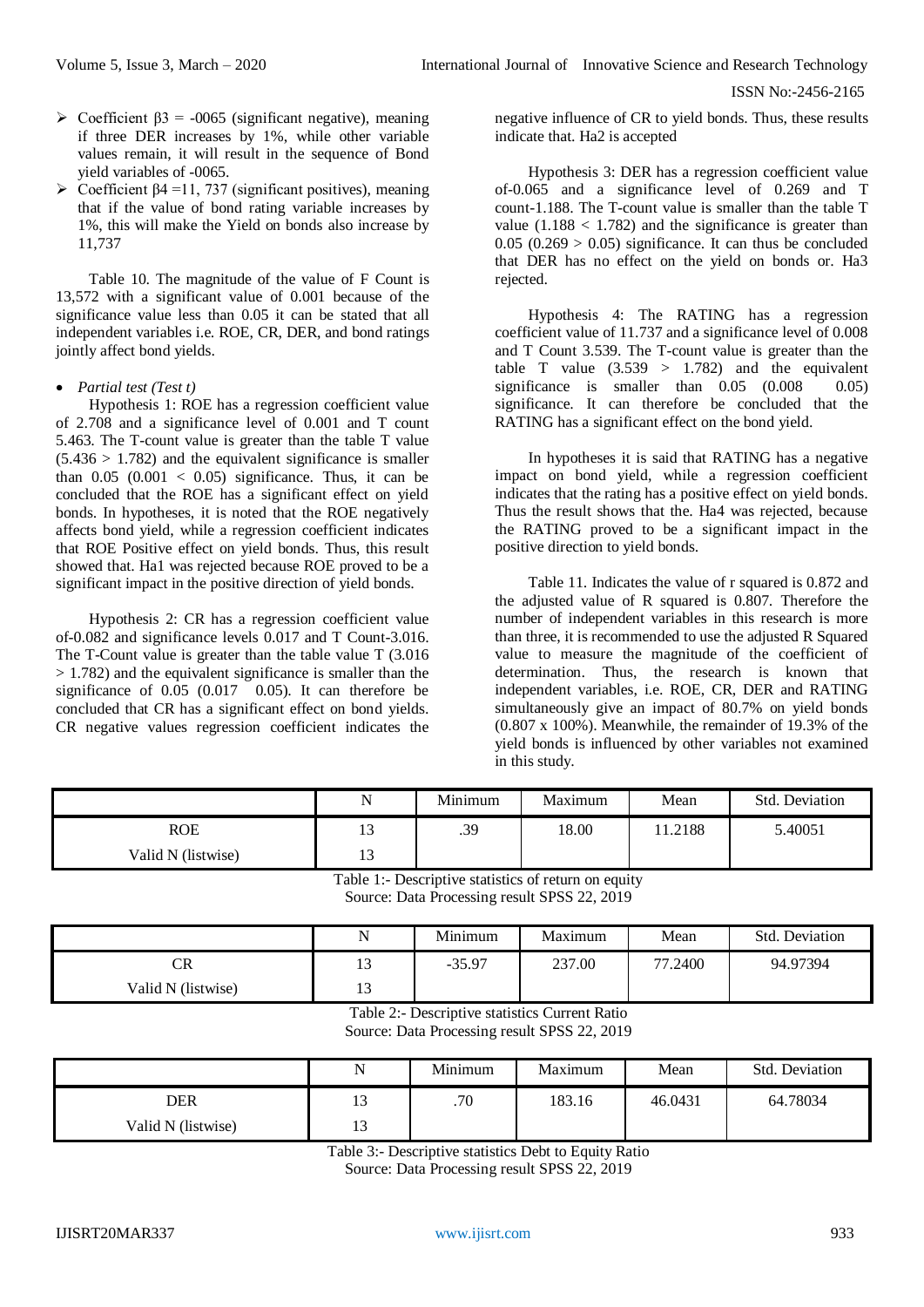- Coefficient $\beta3$ = -0065 (significant negative), meaning if three DER increases by 1%, while other variable values remain, it will result in the sequence of Bond yield variables of -0065.
- Coefficient $\beta4$ =11, 737 (significant positives), meaning that if the value of bond rating variable increases by 1%, this will make the Yield on bonds also increase by 11,737

Table 10. The magnitude of the value of F Count is 13,572 with a significant value of 0.001 because of the significance value less than 0.05 it can be stated that all independent variables i.e. ROE, CR, DER, and bond ratings jointly affect bond yields.

- *Partial test (Test t)*

Hypothesis 1: ROE has a regression coefficient value of 2.708 and a significance level of 0.001 and T count 5.463. The T-count value is greater than the table T value (5.436 > 1.782) and the equivalent significance is smaller than 0.05 (0.001 < 0.05) significance. Thus, it can be concluded that the ROE has a significant effect on yield bonds. In hypotheses, it is noted that the ROE negatively affects bond yield, while a regression coefficient indicates that ROE Positive effect on yield bonds. Thus, this result showed that. Ha1 was rejected because ROE proved to be a significant impact in the positive direction of yield bonds.

Hypothesis 2: CR has a regression coefficient value of-0.082 and significance levels 0.017 and T Count-3.016. The T-Count value is greater than the table value T (3.016 > 1.782) and the equivalent significance is smaller than the significance of 0.05 (0.017 0.05). It can therefore be concluded that CR has a significant effect on bond yields. CR negative values regression coefficient indicates the negative influence of CR to yield bonds. Thus, these results indicate that. Ha2 is accepted

Hypothesis 3: DER has a regression coefficient value of-0.065 and a significance level of 0.269 and T count-1.188. The T-count value is smaller than the table T value (1.188 < 1.782) and the significance is greater than 0.05 (0.269 > 0.05) significance. It can thus be concluded that DER has no effect on the yield on bonds or. Ha3 rejected.

Hypothesis 4: The RATING has a regression coefficient value of 11.737 and a significance level of 0.008 and T Count 3.539. The T-count value is greater than the table T value (3.539 > 1.782) and the equivalent significance is smaller than 0.05 (0.008 0.05) significance. It can therefore be concluded that the RATING has a significant effect on the bond yield.

In hypotheses it is said that RATING has a negative impact on bond yield, while a regression coefficient indicates that the rating has a positive effect on yield bonds. Thus the result shows that the. Ha4 was rejected, because the RATING proved to be a significant impact in the positive direction to yield bonds.

Table 11. Indicates the value of r squared is 0.872 and the adjusted value of R squared is 0.807. Therefore the number of independent variables in this research is more than three, it is recommended to use the adjusted R Squared value to measure the magnitude of the coefficient of determination. Thus, the research is known that independent variables, i.e. ROE, CR, DER and RATING simultaneously give an impact of 80.7% on yield bonds (0.807 x 100%). Meanwhile, the remainder of 19.3% of the yield bonds is influenced by other variables not examined in this study.

| | N | Minimum | Maximum | Mean | Std. Deviation |
|---|---|---|---|---|---|
| ROE | 13 | .39 | 18.00 | 11.2188 | 5.40051 |
| Valid N (listwise) | 13 | | | | |

Table 1:- Descriptive statistics of return on equity
Source: Data Processing result SPSS 22, 2019

| | N | Minimum | Maximum | Mean | Std. Deviation |
|---|---|---|---|---|---|
| CR | 13 | -35.97 | 237.00 | 77.2400 | 94.97394 |
| Valid N (listwise) | 13 | | | | |

Table 2:- Descriptive statistics Current Ratio
Source: Data Processing result SPSS 22, 2019

| | N | Minimum | Maximum | Mean | Std. Deviation |
|---|---|---|---|---|---|
| DER | 13 | .70 | 183.16 | 46.0431 | 64.78034 |
| Valid N (listwise) | 13 | | | | |

Table 3:- Descriptive statistics Debt to Equity Ratio
Source: Data Processing result SPSS 22, 2019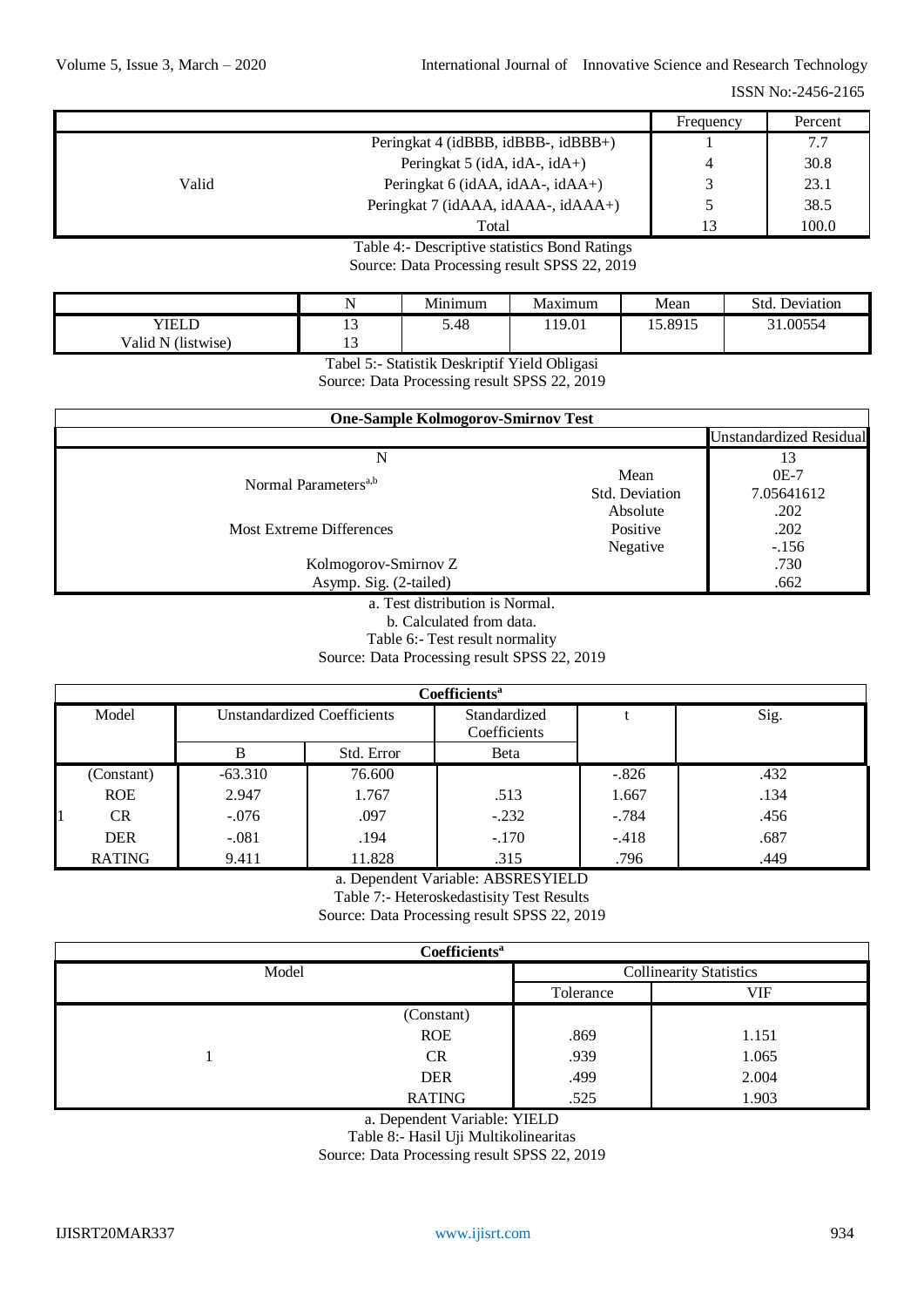| | | Frequency | Percent |
|---|---|---|---|
| Valid | Peringkat 4 (idBBB, idBBB-, idBBB+) | 1 | 7.7 |
| | Peringkat 5 (idA, idA-, idA+) | 4 | 30.8 |
| | Peringkat 6 (idAA, idAA-, idAA+) | 3 | 23.1 |
| | Peringkat 7 (idAAA, idAAA-, idAAA+) | 5 | 38.5 |
| | Total | 13 | 100.0 |

Table 4:- Descriptive statistics Bond Ratings
Source: Data Processing result SPSS 22, 2019

| | N | Minimum | Maximum | Mean | Std. Deviation |
|---|---|---|---|---|---|
| YIELD | 13 | 5.48 | 119.01 | 15.8915 | 31.00554 |
| Valid N (listwise) | 13 | | | | |

Tabel 5:- Statistik Deskriptif Yield Obligasi
Source: Data Processing result SPSS 22, 2019

| One-Sample Kolmogorov-Smirnov Test | | |
|---|---|---|
| | | Unstandardized Residual |
| N | | 13 |
| Normal Parameters[a,b] | Mean | 0E-7 |
| | Std. Deviation | 7.05641612 |
| Most Extreme Differences | Absolute | .202 |
| | Positive | .202 |
| | Negative | -.156 |
| Kolmogorov-Smirnov Z | | .730 |
| Asymp. Sig. (2-tailed) | | .662 |

a. Test distribution is Normal.
b. Calculated from data.
Table 6:- Test result normality
Source: Data Processing result SPSS 22, 2019

| Coefficients[a] | | | | | | |
|---|---|---|---|---|---|---|
| Model | | Unstandardized Coefficients | | Standardized Coefficients | t | Sig. |
| | | B | Std. Error | Beta | | |
| 1 | (Constant) | -63.310 | 76.600 | | -.826 | .432 |
| | ROE | 2.947 | 1.767 | .513 | 1.667 | .134 |
| | CR | -.076 | .097 | -.232 | -.784 | .456 |
| | DER | -.081 | .194 | -.170 | -.418 | .687 |
| | RATING | 9.411 | 11.828 | .315 | .796 | .449 |

a. Dependent Variable: ABSRESYIELD
Table 7:- Heteroskedastisity Test Results
Source: Data Processing result SPSS 22, 2019

| Coefficients[a] | | | |
|---|---|---|---|
| Model | | Collinearity Statistics | |
| | | Tolerance | VIF |
| 1 | (Constant) | | |
| | ROE | .869 | 1.151 |
| | CR | .939 | 1.065 |
| | DER | .499 | 2.004 |
| | RATING | .525 | 1.903 |

a. Dependent Variable: YIELD
Table 8:- Hasil Uji Multikolinearitas
Source: Data Processing result SPSS 22, 2019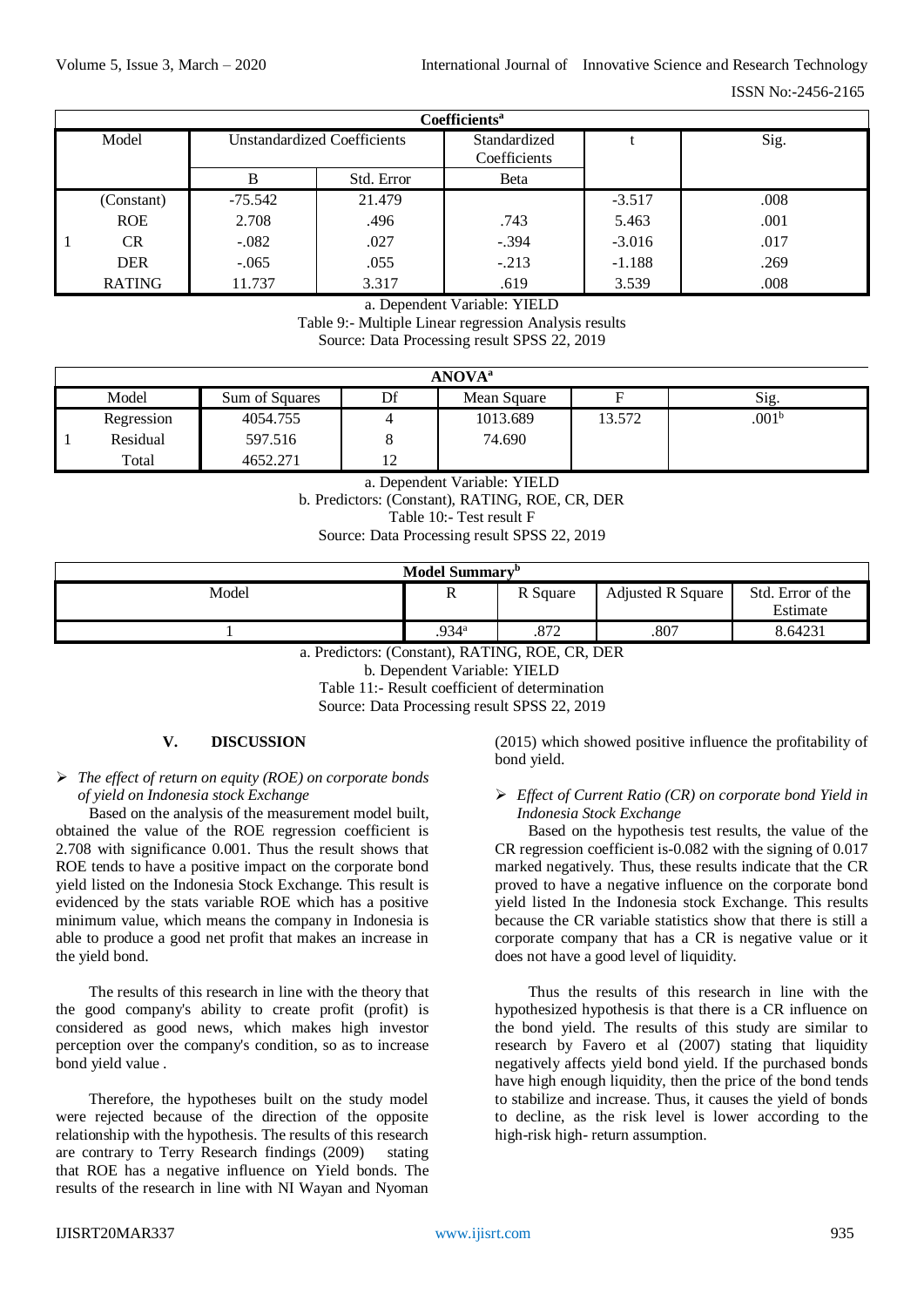| Coefficients[a] | | | | | | |
|---|---|---|---|---|---|---|
| Model | | Unstandardized Coefficients | | Standardized Coefficients | t | Sig. |
| | | B | Std. Error | Beta | | |
| 1 | (Constant) | -75.542 | 21.479 | | -3.517 | .008 |
| | ROE | 2.708 | .496 | .743 | 5.463 | .001 |
| | CR | -.082 | .027 | -.394 | -3.016 | .017 |
| | DER | -.065 | .055 | -.213 | -1.188 | .269 |
| | RATING | 11.737 | 3.317 | .619 | 3.539 | .008 |

a. Dependent Variable: YIELD

Table 9:- Multiple Linear regression Analysis results

Source: Data Processing result SPSS 22, 2019

| ANOVA[a] | | | | | | |
|---|---|---|---|---|---|---|
| Model | | Sum of Squares | Df | Mean Square | F | Sig. |
| 1 | Regression | 4054.755 | 4 | 1013.689 | 13.572 | .001[b] |
| | Residual | 597.516 | 8 | 74.690 | | |
| | Total | 4652.271 | 12 | | | |

a. Dependent Variable: YIELD

b. Predictors: (Constant), RATING, ROE, CR, DER

Table 10:- Test result F

Source: Data Processing result SPSS 22, 2019

| Model Summary[b] | | | | |
|---|---|---|---|---|
| Model | R | R Square | Adjusted R Square | Std. Error of the Estimate |
| 1 | .934[a] | .872 | .807 | 8.64231 |

a. Predictors: (Constant), RATING, ROE, CR, DER

b. Dependent Variable: YIELD

Table 11:- Result coefficient of determination

Source: Data Processing result SPSS 22, 2019

## V. DISCUSSION

- *The effect of return on equity (ROE) on corporate bonds of yield on Indonesia stock Exchange*

Based on the analysis of the measurement model built, obtained the value of the ROE regression coefficient is 2.708 with significance 0.001. Thus the result shows that ROE tends to have a positive impact on the corporate bond yield listed on the Indonesia Stock Exchange. This result is evidenced by the stats variable ROE which has a positive minimum value, which means the company in Indonesia is able to produce a good net profit that makes an increase in the yield bond.

The results of this research in line with the theory that the good company's ability to create profit (profit) is considered as good news, which makes high investor perception over the company's condition, so as to increase bond yield value .

Therefore, the hypotheses built on the study model were rejected because of the direction of the opposite relationship with the hypothesis. The results of this research are contrary to Terry Research findings (2009) stating that ROE has a negative influence on Yield bonds. The results of the research in line with NI Wayan and Nyoman (2015) which showed positive influence the profitability of bond yield.

- *Effect of Current Ratio (CR) on corporate bond Yield in Indonesia Stock Exchange*

Based on the hypothesis test results, the value of the CR regression coefficient is-0.082 with the signing of 0.017 marked negatively. Thus, these results indicate that the CR proved to have a negative influence on the corporate bond yield listed In the Indonesia stock Exchange. This results because the CR variable statistics show that there is still a corporate company that has a CR is negative value or it does not have a good level of liquidity.

Thus the results of this research in line with the hypothesized hypothesis is that there is a CR influence on the bond yield. The results of this study are similar to research by Favero et al (2007) stating that liquidity negatively affects yield bond yield. If the purchased bonds have high enough liquidity, then the price of the bond tends to stabilize and increase. Thus, it causes the yield of bonds to decline, as the risk level is lower according to the high-risk high- return assumption.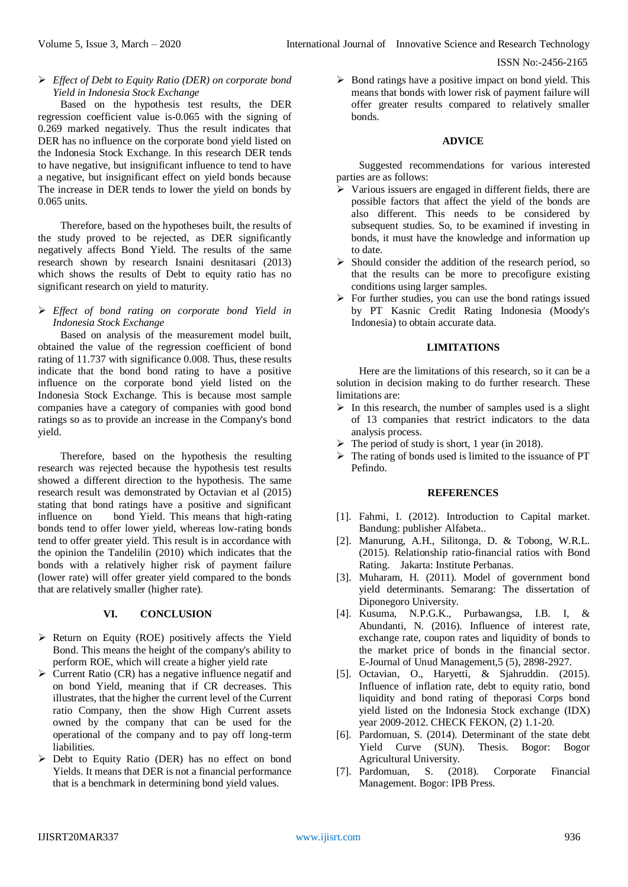- *Effect of Debt to Equity Ratio (DER) on corporate bond Yield in Indonesia Stock Exchange*

Based on the hypothesis test results, the DER regression coefficient value is-0.065 with the signing of 0.269 marked negatively. Thus the result indicates that DER has no influence on the corporate bond yield listed on the Indonesia Stock Exchange. In this research DER tends to have negative, but insignificant influence to tend to have a negative, but insignificant effect on yield bonds because The increase in DER tends to lower the yield on bonds by 0.065 units.

Therefore, based on the hypotheses built, the results of the study proved to be rejected, as DER significantly negatively affects Bond Yield. The results of the same research shown by research Isnaini desnitasari (2013) which shows the results of Debt to equity ratio has no significant research on yield to maturity.

- *Effect of bond rating on corporate bond Yield in Indonesia Stock Exchange*

Based on analysis of the measurement model built, obtained the value of the regression coefficient of bond rating of 11.737 with significance 0.008. Thus, these results indicate that the bond bond rating to have a positive influence on the corporate bond yield listed on the Indonesia Stock Exchange. This is because most sample companies have a category of companies with good bond ratings so as to provide an increase in the Company's bond yield.

Therefore, based on the hypothesis the resulting research was rejected because the hypothesis test results showed a different direction to the hypothesis. The same research result was demonstrated by Octavian et al (2015) stating that bond ratings have a positive and significant influence on bond Yield. This means that high-rating bonds tend to offer lower yield, whereas low-rating bonds tend to offer greater yield. This result is in accordance with the opinion the Tandelilin (2010) which indicates that the bonds with a relatively higher risk of payment failure (lower rate) will offer greater yield compared to the bonds that are relatively smaller (higher rate).

## VI. CONCLUSION

- Return on Equity (ROE) positively affects the Yield Bond. This means the height of the company's ability to perform ROE, which will create a higher yield rate
- Current Ratio (CR) has a negative influence negatif and on bond Yield, meaning that if CR decreases. This illustrates, that the higher the current level of the Current ratio Company, then the show High Current assets owned by the company that can be used for the operational of the company and to pay off long-term liabilities.
- Debt to Equity Ratio (DER) has no effect on bond Yields. It means that DER is not a financial performance that is a benchmark in determining bond yield values.
- Bond ratings have a positive impact on bond yield. This means that bonds with lower risk of payment failure will offer greater results compared to relatively smaller bonds.

## ADVICE

Suggested recommendations for various interested parties are as follows:

- Various issuers are engaged in different fields, there are possible factors that affect the yield of the bonds are also different. This needs to be considered by subsequent studies. So, to be examined if investing in bonds, it must have the knowledge and information up to date.
- Should consider the addition of the research period, so that the results can be more to precofigure existing conditions using larger samples.
- For further studies, you can use the bond ratings issued by PT Kasnic Credit Rating Indonesia (Moody's Indonesia) to obtain accurate data.

## LIMITATIONS

Here are the limitations of this research, so it can be a solution in decision making to do further research. These limitations are:

- In this research, the number of samples used is a slight of 13 companies that restrict indicators to the data analysis process.
- The period of study is short, 1 year (in 2018).
- The rating of bonds used is limited to the issuance of PT Pefindo.

## REFERENCES

[1]. Fahmi, I. (2012). Introduction to Capital market. Bandung: publisher Alfabeta..

[2]. Manurung, A.H., Silitonga, D. & Tobong, W.R.L. (2015). Relationship ratio-financial ratios with Bond Rating. Jakarta: Institute Perbanas.

[3]. Muharam, H. (2011). Model of government bond yield determinants. Semarang: The dissertation of Diponegoro University.

[4]. Kusuma, N.P.G.K., Purbawangsa, I.B. I, & Abundanti, N. (2016). Influence of interest rate, exchange rate, coupon rates and liquidity of bonds to the market price of bonds in the financial sector. E-Journal of Unud Management,5 (5), 2898-2927.

[5]. Octavian, O., Haryetti, & Sjahruddin. (2015). Influence of inflation rate, debt to equity ratio, bond liquidity and bond rating of theporasi Corps bond yield listed on the Indonesia Stock exchange (IDX) year 2009-2012. CHECK FEKON, (2) 1.1-20.

[6]. Pardomuan, S. (2014). Determinant of the state debt Yield Curve (SUN). Thesis. Bogor: Bogor Agricultural University.

[7]. Pardomuan, S. (2018). Corporate Financial Management. Bogor: IPB Press.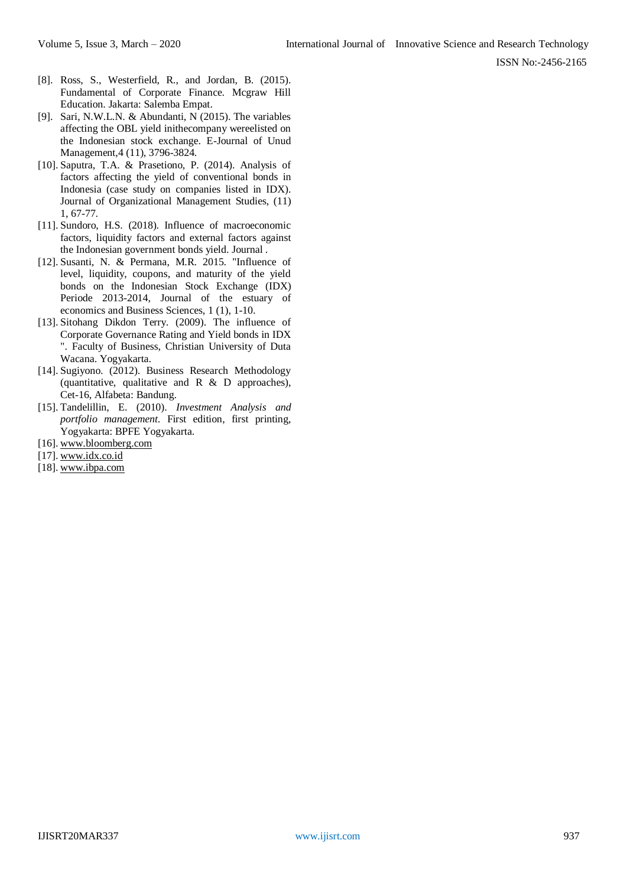[8]. Ross, S., Westerfield, R., and Jordan, B. (2015). Fundamental of Corporate Finance. Mcgraw Hill Education. Jakarta: Salemba Empat.

[9]. Sari, N.W.L.N. & Abundanti, N (2015). The variables affecting the OBL yield inithecompany wereelisted on the Indonesian stock exchange. E-Journal of Unud Management,4 (11), 3796-3824.

[10]. Saputra, T.A. & Prasetiono, P. (2014). Analysis of factors affecting the yield of conventional bonds in Indonesia (case study on companies listed in IDX). Journal of Organizational Management Studies, (11) 1, 67-77.

[11]. Sundoro, H.S. (2018). Influence of macroeconomic factors, liquidity factors and external factors against the Indonesian government bonds yield. Journal .

[12]. Susanti, N. & Permana, M.R. 2015. "Influence of level, liquidity, coupons, and maturity of the yield bonds on the Indonesian Stock Exchange (IDX) Periode 2013-2014, Journal of the estuary of economics and Business Sciences, 1 (1), 1-10.

[13]. Sitohang Dikdon Terry. (2009). The influence of Corporate Governance Rating and Yield bonds in IDX ". Faculty of Business, Christian University of Duta Wacana. Yogyakarta.

[14]. Sugiyono. (2012). Business Research Methodology (quantitative, qualitative and R & D approaches), Cet-16, Alfabeta: Bandung.

[15]. Tandelillin, E. (2010). *Investment Analysis and portfolio management.* First edition, first printing, Yogyakarta: BPFE Yogyakarta.

[16]. www.bloomberg.com

[17]. www.idx.co.id

[18]. www.ibpa.com